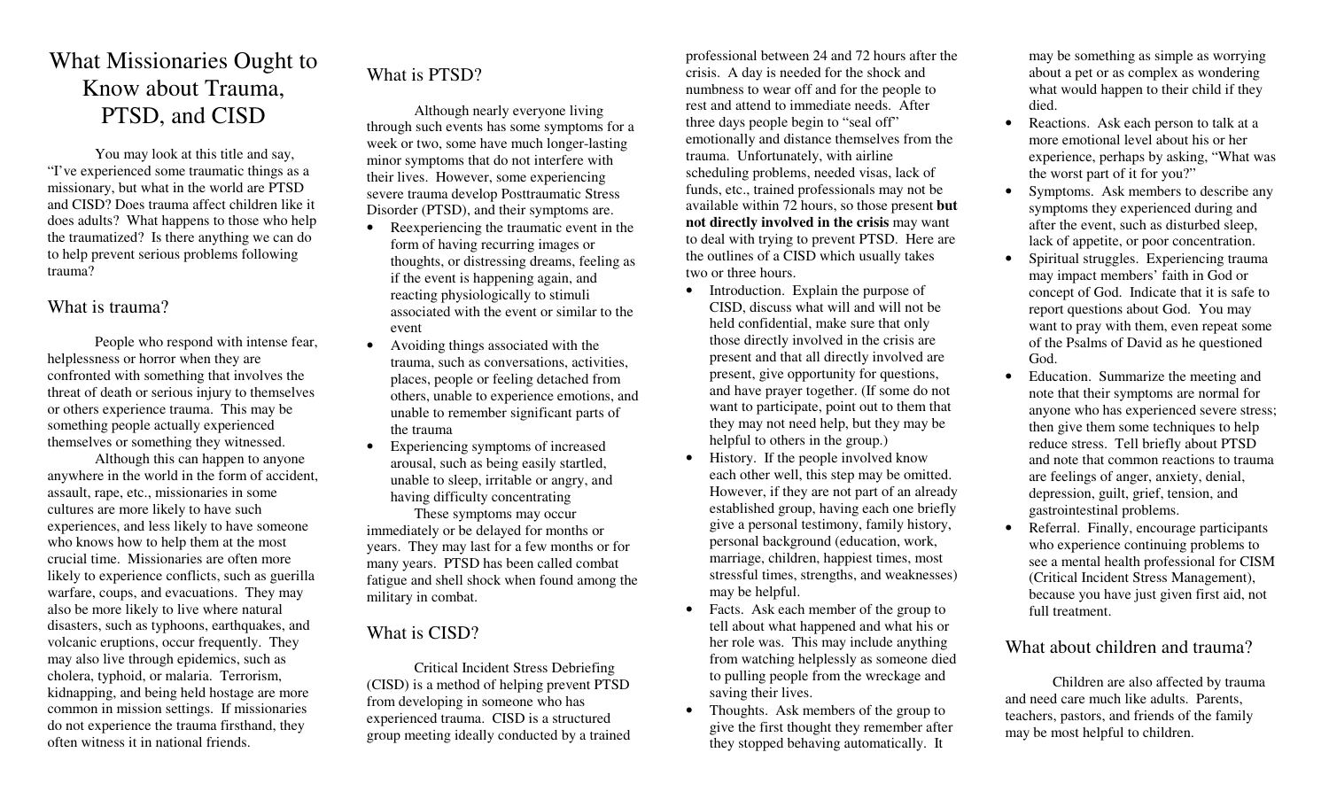# What Missionaries Ought to Know about Trauma, PTSD, and CISD

You may look at this title and say, "I've experienced some traumatic things as a missionary, but what in the world are PTSD and CISD? Does trauma affect children like it does adults? What happens to those who help the traumatized? Is there anything we can do to help prevent serious problems following trauma?

## What is trauma?

People who respond with intense fear, helplessness or horror when they are confronted with something that involves the threat of death or serious injury to themselves or others experience trauma. This may be something people actually experienced themselves or something they witnessed.

Although this can happen to anyone anywhere in the world in the form of accident, assault, rape, etc., missionaries in some cultures are more likely to have such experiences, and less likely to have someone who knows how to help them at the most crucial time. Missionaries are often more likely to experience conflicts, such as guerilla warfare, coups, and evacuations. They may also be more likely to live where natural disasters, such as typhoons, earthquakes, and volcanic eruptions, occur frequently. They may also live through epidemics, such as cholera, typhoid, or malaria. Terrorism, kidnapping, and being held hostage are more common in mission settings. If missionaries do not experience the trauma firsthand, they often witness it in national friends.

## What is PTSD?

Although nearly everyone living through such events has some symptoms for a week or two, some have much longer-lasting minor symptoms that do not interfere with their lives. However, some experiencing severe trauma develop Posttraumatic Stress Disorder (PTSD), and their symptoms are.

- Reexperiencing the traumatic event in the form of having recurring images or thoughts, or distressing dreams, feeling as if the event is happening again, and reacting physiologically to stimuli associated with the event or similar to the event
- Avoiding things associated with the trauma, such as conversations, activities, places, people or feeling detached from others, unable to experience emotions, and unable to remember significant parts of the trauma
- Experiencing symptoms of increased arousal, such as being easily startled, unable to sleep, irritable or angry, and having difficulty concentrating

These symptoms may occur immediately or be delayed for months or years. They may last for a few months or for many years. PTSD has been called combat fatigue and shell shock when found among the military in combat.

## What is CISD?

Critical Incident Stress Debriefing (CISD) is a method of helping prevent PTSD from developing in someone who has experienced trauma. CISD is a structured group meeting ideally conducted by a trained professional between 24 and 72 hours after the crisis. A day is needed for the shock and numbness to wear off and for the people to rest and attend to immediate needs. After three days people begin to "seal off" emotionally and distance themselves from the trauma. Unfortunately, with airline scheduling problems, needed visas, lack of funds, etc., trained professionals may not be available within 72 hours, so those present **but not directly involved in the crisis** may want to deal with trying to prevent PTSD. Here are the outlines of a CISD which usually takes two or three hours.

- Introduction. Explain the purpose of CISD, discuss what will and will not be held confidential, make sure that only those directly involved in the crisis are present and that all directly involved are present, give opportunity for questions, and have prayer together. (If some do not want to participate, point out to them that they may not need help, but they may be helpful to others in the group.)
- History. If the people involved know each other well, this step may be omitted. However, if they are not part of an already established group, having each one briefly give a personal testimony, family history, personal background (education, work, marriage, children, happiest times, most stressful times, strengths, and weaknesses) may be helpful.
- Facts. Ask each member of the group to tell about what happened and what his or her role was. This may include anything from watching helplessly as someone died to pulling people from the wreckage and saving their lives.
- Thoughts. Ask members of the group to give the first thought they remember after they stopped behaving automatically. It may be something as simple as worrying about a pet or as complex as wondering what would happen to their child if they died.
- Reactions. Ask each person to talk at a more emotional level about his or her experience, perhaps by asking, "What was the worst part of it for you?"
- Symptoms. Ask members to describe any symptoms they experienced during and after the event, such as disturbed sleep, lack of appetite, or poor concentration.
- Spiritual struggles. Experiencing trauma may impact members' faith in God or concept of God. Indicate that it is safe to report questions about God. You may want to pray with them, even repeat some of the Psalms of David as he questioned God.
- Education. Summarize the meeting and note that their symptoms are normal for anyone who has experienced severe stress; then give them some techniques to help reduce stress. Tell briefly about PTSD and note that common reactions to trauma are feelings of anger, anxiety, denial, depression, guilt, grief, tension, and gastrointestinal problems.
- Referral. Finally, encourage participants who experience continuing problems to see a mental health professional for CISM (Critical Incident Stress Management), because you have just given first aid, not full treatment.

## What about children and trauma?

Children are also affected by trauma and need care much like adults. Parents, teachers, pastors, and friends of the family may be most helpful to children.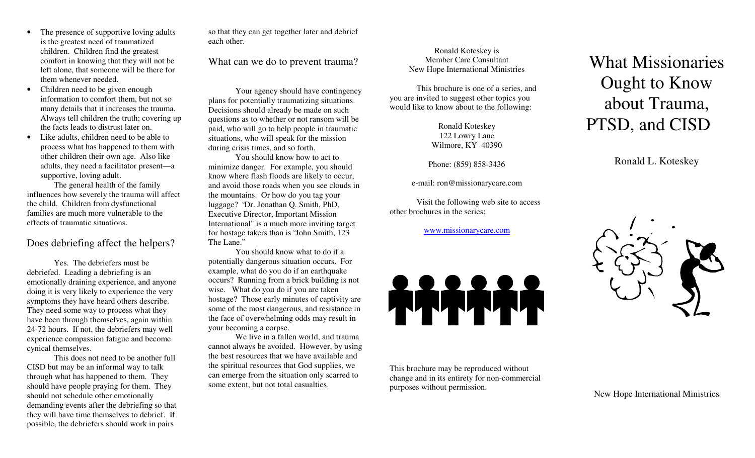- The presence of supportive loving adults is the greatest need of traumatized children. Children find the greatest comfort in knowing that they will not be left alone, that someone will be there for them whenever needed.
- Children need to be given enough information to comfort them, but not so many details that it increases the trauma. Always tell children the truth; covering up the facts leads to distrust later on.
- Like adults, children need to be able to process what has happened to them with other children their own age. Also like adults, they need a facilitator present—a supportive, loving adult.

The general health of the family influences how severely the trauma will affect the child. Children from dysfunctional families are much more vulnerable to the effects of traumatic situations.

## Does debriefing affect the helpers?

Yes. The debriefers must be debriefed. Leading a debriefing is an emotionally draining experience, and anyone doing it is very likely to experience the very symptoms they have heard others describe. They need some way to process what they have been through themselves, again within 24-72 hours. If not, the debriefers may well experience compassion fatigue and become cynical themselves.

This does not need to be another full CISD but may be an informal way to talk through what has happened to them. They should have people praying for them. They should not schedule other emotionally demanding events after the debriefing so that they will have time themselves to debrief. If possible, the debriefers should work in pairs so that they can get together later and debrief each other.

## What can we do to prevent trauma?

Your agency should have contingency plans for potentially traumatizing situations. Decisions should already be made on such questions as to whether or not ransom will be paid, who will go to help people in traumatic situations, who will speak for the mission during crisis times, and so forth.

You should know how to act to minimize danger. For example, you should know where flash floods are likely to occur, and avoid those roads when you see clouds in the mountains. Or how do you tag your luggage? "Dr. Jonathan Q. Smith, PhD, Executive Director, Important Mission International" is a much more inviting target for hostage takers than is "John Smith, 123 The Lane."

You should know what to do if a potentially dangerous situation occurs. For example, what do you do if an earthquake occurs? Running from a brick building is not wise. What do you do if you are taken hostage? Those early minutes of captivity are some of the most dangerous, and resistance in the face of overwhelming odds may result in your becoming a corpse.

We live in a fallen world, and trauma cannot always be avoided. However, by using the best resources that we have available and the spiritual resources that God supplies, we can emerge from the situation only scarred to some extent, but not total casualties.

Ronald Koteskey is
Member Care Consultant
New Hope International Ministries

This brochure is one of a series, and you are invited to suggest other topics you would like to know about to the following:

Ronald Koteskey
122 Lowry Lane
Wilmore, KY 40390

Phone: (859) 858-3436

e-mail: ron@missionarycare.com

Visit the following web site to access other brochures in the series:

www.missionarycare.com

This brochure may be reproduced without change and in its entirety for non-commercial purposes without permission.

# What Missionaries Ought to Know about Trauma, PTSD, and CISD

Ronald L. Koteskey

New Hope International Ministries